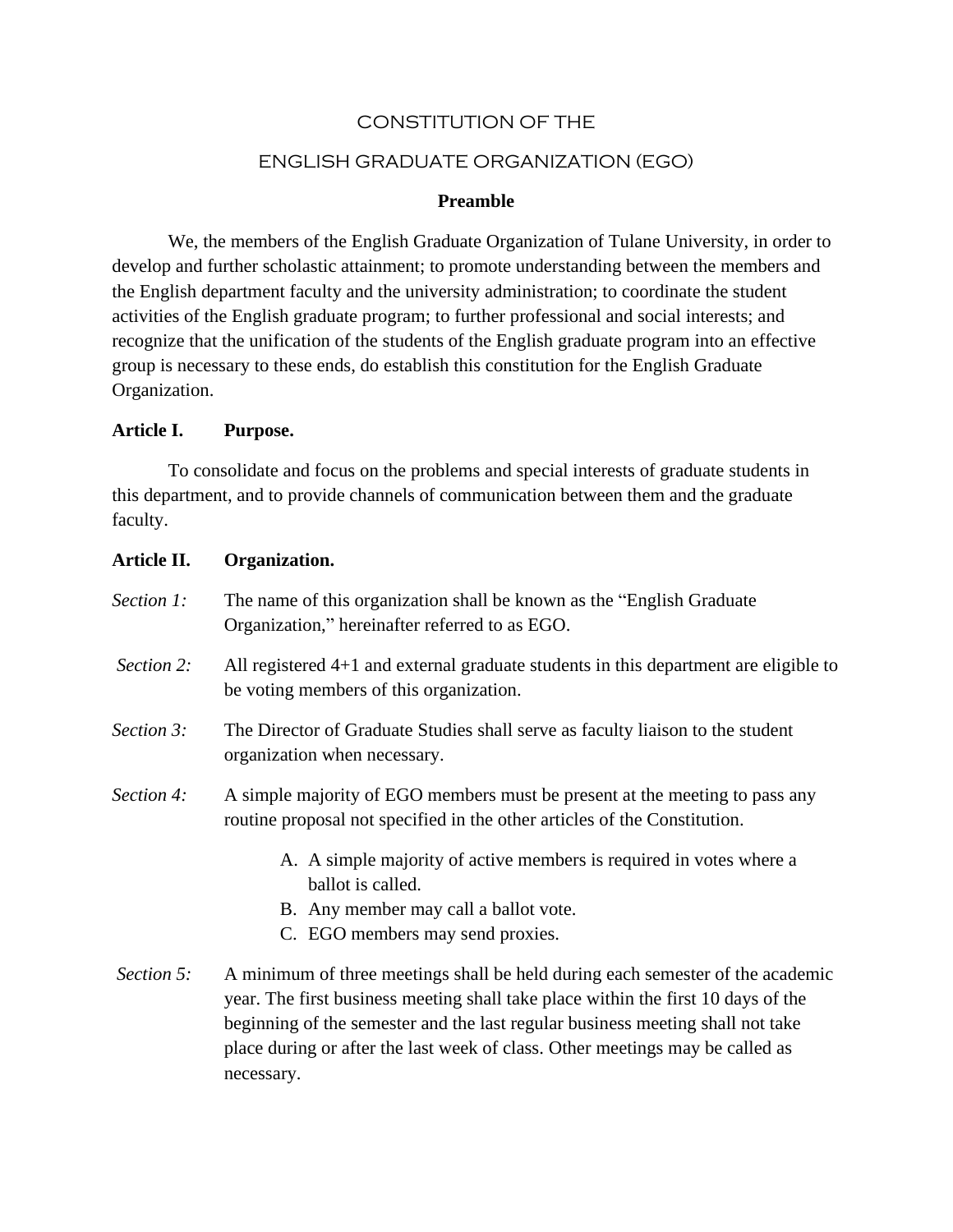# CONSTITUTION OF THE

# ENGLISH GRADUATE ORGANIZATION (EGO)

## Preamble

We, the members of the English Graduate Organization of Tulane University, in order to develop and further scholastic attainment; to promote understanding between the members and the English department faculty and the university administration; to coordinate the student activities of the English graduate program; to further professional and social interests; and recognize that the unification of the students of the English graduate program into an effective group is necessary to these ends, do establish this constitution for the English Graduate Organization.

## Article I. Purpose.

To consolidate and focus on the problems and special interests of graduate students in this department, and to provide channels of communication between them and the graduate faculty.

## Article II. Organization.

*Section 1:* The name of this organization shall be known as the "English Graduate Organization," hereinafter referred to as EGO.

*Section 2:* All registered 4+1 and external graduate students in this department are eligible to be voting members of this organization.

*Section 3:* The Director of Graduate Studies shall serve as faculty liaison to the student organization when necessary.

*Section 4:* A simple majority of EGO members must be present at the meeting to pass any routine proposal not specified in the other articles of the Constitution.

A. A simple majority of active members is required in votes where a ballot is called.
B. Any member may call a ballot vote.
C. EGO members may send proxies.

*Section 5:* A minimum of three meetings shall be held during each semester of the academic year. The first business meeting shall take place within the first 10 days of the beginning of the semester and the last regular business meeting shall not take place during or after the last week of class. Other meetings may be called as necessary.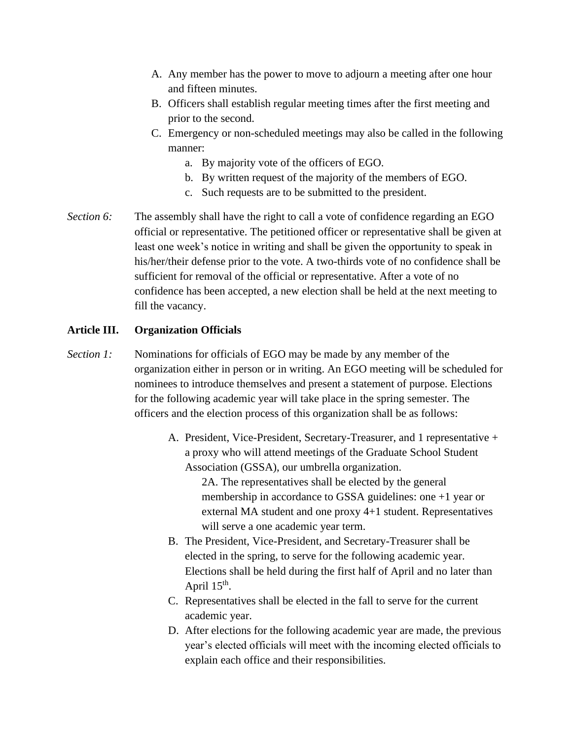A. Any member has the power to move to adjourn a meeting after one hour and fifteen minutes.
B. Officers shall establish regular meeting times after the first meeting and prior to the second.
C. Emergency or non-scheduled meetings may also be called in the following manner:
    a. By majority vote of the officers of EGO.
    b. By written request of the majority of the members of EGO.
    c. Such requests are to be submitted to the president.

*Section 6:* The assembly shall have the right to call a vote of confidence regarding an EGO official or representative. The petitioned officer or representative shall be given at least one week's notice in writing and shall be given the opportunity to speak in his/her/their defense prior to the vote. A two-thirds vote of no confidence shall be sufficient for removal of the official or representative. After a vote of no confidence has been accepted, a new election shall be held at the next meeting to fill the vacancy.

**Article III. Organization Officials**

*Section 1:* Nominations for officials of EGO may be made by any member of the organization either in person or in writing. An EGO meeting will be scheduled for nominees to introduce themselves and present a statement of purpose. Elections for the following academic year will take place in the spring semester. The officers and the election process of this organization shall be as follows:

A. President, Vice-President, Secretary-Treasurer, and 1 representative + a proxy who will attend meetings of the Graduate School Student Association (GSSA), our umbrella organization.
    2A. The representatives shall be elected by the general membership in accordance to GSSA guidelines: one +1 year or external MA student and one proxy 4+1 student. Representatives will serve a one academic year term.
B. The President, Vice-President, and Secretary-Treasurer shall be elected in the spring, to serve for the following academic year. Elections shall be held during the first half of April and no later than April 15th.
C. Representatives shall be elected in the fall to serve for the current academic year.
D. After elections for the following academic year are made, the previous year's elected officials will meet with the incoming elected officials to explain each office and their responsibilities.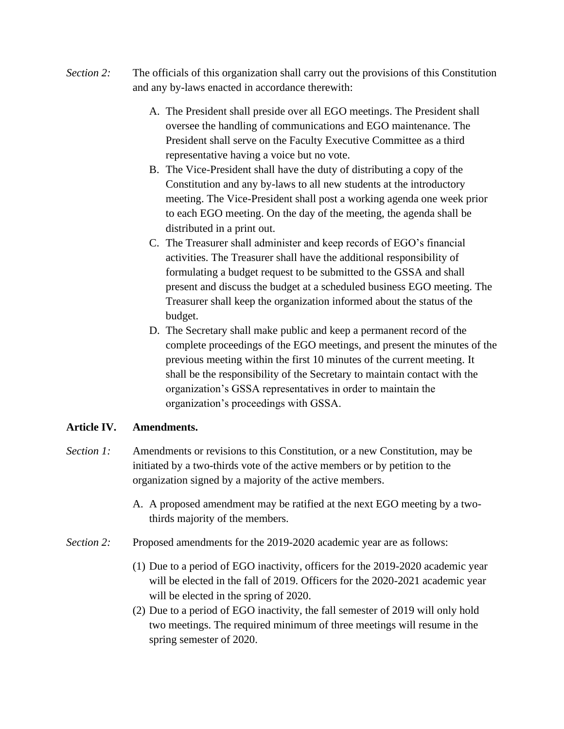*Section 2:* The officials of this organization shall carry out the provisions of this Constitution and any by-laws enacted in accordance therewith:

A. The President shall preside over all EGO meetings. The President shall oversee the handling of communications and EGO maintenance. The President shall serve on the Faculty Executive Committee as a third representative having a voice but no vote.
B. The Vice-President shall have the duty of distributing a copy of the Constitution and any by-laws to all new students at the introductory meeting. The Vice-President shall post a working agenda one week prior to each EGO meeting. On the day of the meeting, the agenda shall be distributed in a print out.
C. The Treasurer shall administer and keep records of EGO's financial activities. The Treasurer shall have the additional responsibility of formulating a budget request to be submitted to the GSSA and shall present and discuss the budget at a scheduled business EGO meeting. The Treasurer shall keep the organization informed about the status of the budget.
D. The Secretary shall make public and keep a permanent record of the complete proceedings of the EGO meetings, and present the minutes of the previous meeting within the first 10 minutes of the current meeting. It shall be the responsibility of the Secretary to maintain contact with the organization's GSSA representatives in order to maintain the organization's proceedings with GSSA.

**Article IV. Amendments.**

*Section 1:* Amendments or revisions to this Constitution, or a new Constitution, may be initiated by a two-thirds vote of the active members or by petition to the organization signed by a majority of the active members.

A. A proposed amendment may be ratified at the next EGO meeting by a two-thirds majority of the members.

*Section 2:* Proposed amendments for the 2019-2020 academic year are as follows:

(1) Due to a period of EGO inactivity, officers for the 2019-2020 academic year will be elected in the fall of 2019. Officers for the 2020-2021 academic year will be elected in the spring of 2020.
(2) Due to a period of EGO inactivity, the fall semester of 2019 will only hold two meetings. The required minimum of three meetings will resume in the spring semester of 2020.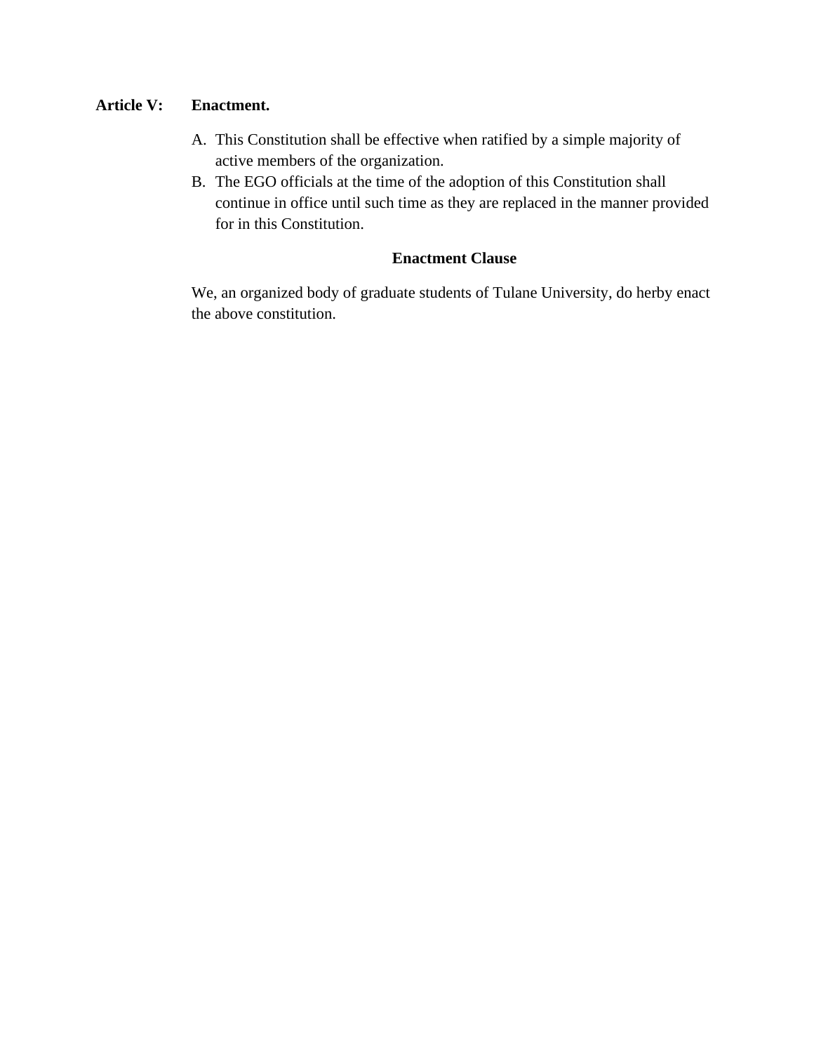**Article V: Enactment.**

A. This Constitution shall be effective when ratified by a simple majority of active members of the organization.
B. The EGO officials at the time of the adoption of this Constitution shall continue in office until such time as they are replaced in the manner provided for in this Constitution.

**Enactment Clause**

We, an organized body of graduate students of Tulane University, do herby enact the above constitution.